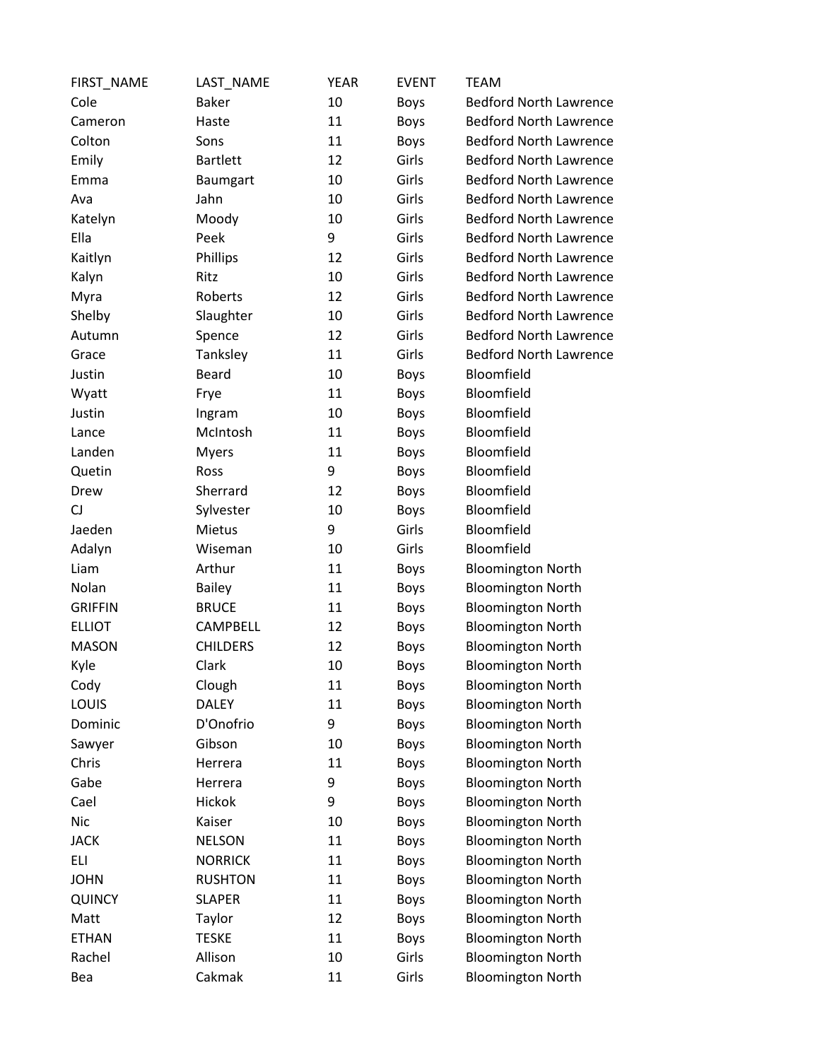| FIRST_NAME | LAST_NAME | YEAR | EVENT | TEAM |
|---|---|---|---|---|
| Cole | Baker | 10 | Boys | Bedford North Lawrence |
| Cameron | Haste | 11 | Boys | Bedford North Lawrence |
| Colton | Sons | 11 | Boys | Bedford North Lawrence |
| Emily | Bartlett | 12 | Girls | Bedford North Lawrence |
| Emma | Baumgart | 10 | Girls | Bedford North Lawrence |
| Ava | Jahn | 10 | Girls | Bedford North Lawrence |
| Katelyn | Moody | 10 | Girls | Bedford North Lawrence |
| Ella | Peek | 9 | Girls | Bedford North Lawrence |
| Kaitlyn | Phillips | 12 | Girls | Bedford North Lawrence |
| Kalyn | Ritz | 10 | Girls | Bedford North Lawrence |
| Myra | Roberts | 12 | Girls | Bedford North Lawrence |
| Shelby | Slaughter | 10 | Girls | Bedford North Lawrence |
| Autumn | Spence | 12 | Girls | Bedford North Lawrence |
| Grace | Tanksley | 11 | Girls | Bedford North Lawrence |
| Justin | Beard | 10 | Boys | Bloomfield |
| Wyatt | Frye | 11 | Boys | Bloomfield |
| Justin | Ingram | 10 | Boys | Bloomfield |
| Lance | McIntosh | 11 | Boys | Bloomfield |
| Landen | Myers | 11 | Boys | Bloomfield |
| Quetin | Ross | 9 | Boys | Bloomfield |
| Drew | Sherrard | 12 | Boys | Bloomfield |
| CJ | Sylvester | 10 | Boys | Bloomfield |
| Jaeden | Mietus | 9 | Girls | Bloomfield |
| Adalyn | Wiseman | 10 | Girls | Bloomfield |
| Liam | Arthur | 11 | Boys | Bloomington North |
| Nolan | Bailey | 11 | Boys | Bloomington North |
| GRIFFIN | BRUCE | 11 | Boys | Bloomington North |
| ELLIOT | CAMPBELL | 12 | Boys | Bloomington North |
| MASON | CHILDERS | 12 | Boys | Bloomington North |
| Kyle | Clark | 10 | Boys | Bloomington North |
| Cody | Clough | 11 | Boys | Bloomington North |
| LOUIS | DALEY | 11 | Boys | Bloomington North |
| Dominic | D'Onofrio | 9 | Boys | Bloomington North |
| Sawyer | Gibson | 10 | Boys | Bloomington North |
| Chris | Herrera | 11 | Boys | Bloomington North |
| Gabe | Herrera | 9 | Boys | Bloomington North |
| Cael | Hickok | 9 | Boys | Bloomington North |
| Nic | Kaiser | 10 | Boys | Bloomington North |
| JACK | NELSON | 11 | Boys | Bloomington North |
| ELI | NORRICK | 11 | Boys | Bloomington North |
| JOHN | RUSHTON | 11 | Boys | Bloomington North |
| QUINCY | SLAPER | 11 | Boys | Bloomington North |
| Matt | Taylor | 12 | Boys | Bloomington North |
| ETHAN | TESKE | 11 | Boys | Bloomington North |
| Rachel | Allison | 10 | Girls | Bloomington North |
| Bea | Cakmak | 11 | Girls | Bloomington North |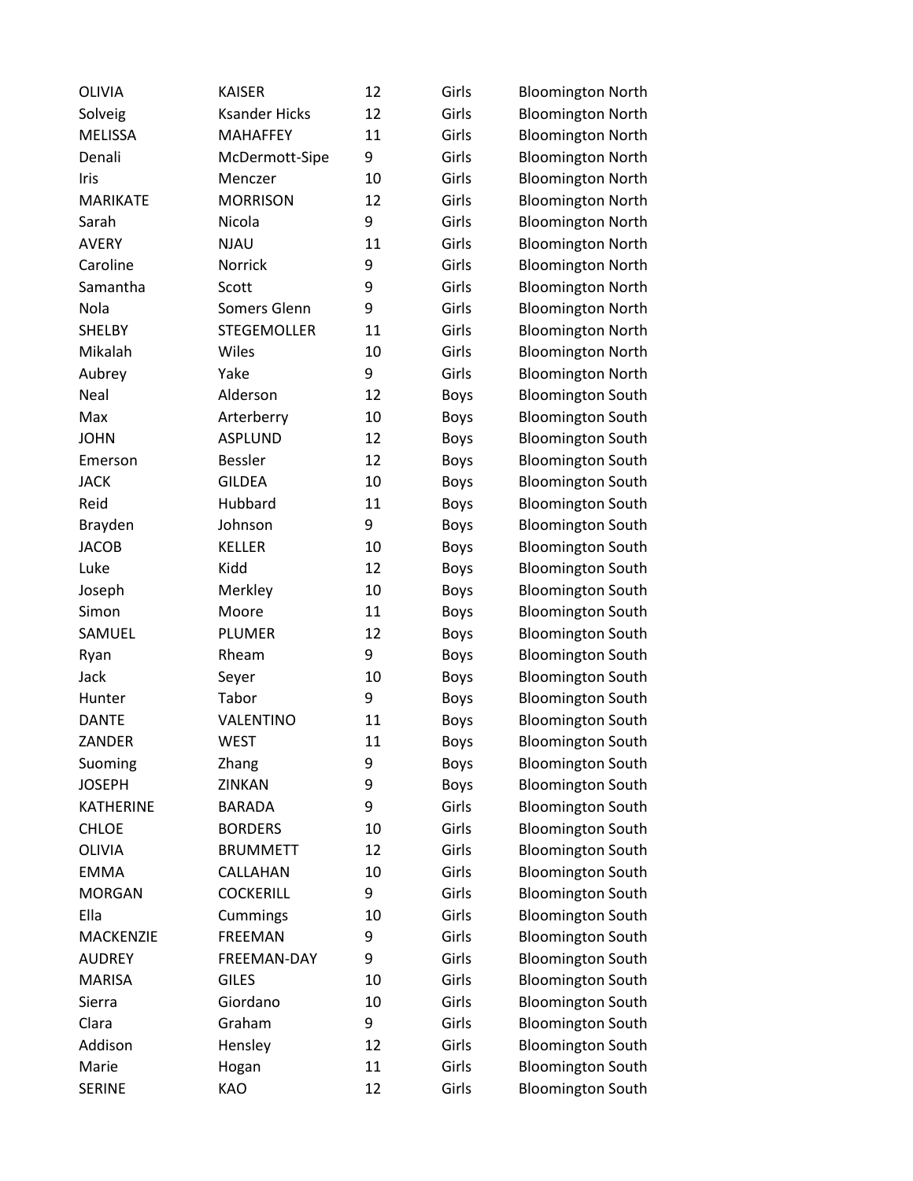| | | | | |
|---|---|---|---|---|
| OLIVIA | KAISER | 12 | Girls | Bloomington North |
| Solveig | Ksander Hicks | 12 | Girls | Bloomington North |
| MELISSA | MAHAFFEY | 11 | Girls | Bloomington North |
| Denali | McDermott-Sipe | 9 | Girls | Bloomington North |
| Iris | Menczer | 10 | Girls | Bloomington North |
| MARIKATE | MORRISON | 12 | Girls | Bloomington North |
| Sarah | Nicola | 9 | Girls | Bloomington North |
| AVERY | NJAU | 11 | Girls | Bloomington North |
| Caroline | Norrick | 9 | Girls | Bloomington North |
| Samantha | Scott | 9 | Girls | Bloomington North |
| Nola | Somers Glenn | 9 | Girls | Bloomington North |
| SHELBY | STEGEMOLLER | 11 | Girls | Bloomington North |
| Mikalah | Wiles | 10 | Girls | Bloomington North |
| Aubrey | Yake | 9 | Girls | Bloomington North |
| Neal | Alderson | 12 | Boys | Bloomington South |
| Max | Arterberry | 10 | Boys | Bloomington South |
| JOHN | ASPLUND | 12 | Boys | Bloomington South |
| Emerson | Bessler | 12 | Boys | Bloomington South |
| JACK | GILDEA | 10 | Boys | Bloomington South |
| Reid | Hubbard | 11 | Boys | Bloomington South |
| Brayden | Johnson | 9 | Boys | Bloomington South |
| JACOB | KELLER | 10 | Boys | Bloomington South |
| Luke | Kidd | 12 | Boys | Bloomington South |
| Joseph | Merkley | 10 | Boys | Bloomington South |
| Simon | Moore | 11 | Boys | Bloomington South |
| SAMUEL | PLUMER | 12 | Boys | Bloomington South |
| Ryan | Rheam | 9 | Boys | Bloomington South |
| Jack | Seyer | 10 | Boys | Bloomington South |
| Hunter | Tabor | 9 | Boys | Bloomington South |
| DANTE | VALENTINO | 11 | Boys | Bloomington South |
| ZANDER | WEST | 11 | Boys | Bloomington South |
| Suoming | Zhang | 9 | Boys | Bloomington South |
| JOSEPH | ZINKAN | 9 | Boys | Bloomington South |
| KATHERINE | BARADA | 9 | Girls | Bloomington South |
| CHLOE | BORDERS | 10 | Girls | Bloomington South |
| OLIVIA | BRUMMETT | 12 | Girls | Bloomington South |
| EMMA | CALLAHAN | 10 | Girls | Bloomington South |
| MORGAN | COCKERILL | 9 | Girls | Bloomington South |
| Ella | Cummings | 10 | Girls | Bloomington South |
| MACKENZIE | FREEMAN | 9 | Girls | Bloomington South |
| AUDREY | FREEMAN-DAY | 9 | Girls | Bloomington South |
| MARISA | GILES | 10 | Girls | Bloomington South |
| Sierra | Giordano | 10 | Girls | Bloomington South |
| Clara | Graham | 9 | Girls | Bloomington South |
| Addison | Hensley | 12 | Girls | Bloomington South |
| Marie | Hogan | 11 | Girls | Bloomington South |
| SERINE | KAO | 12 | Girls | Bloomington South |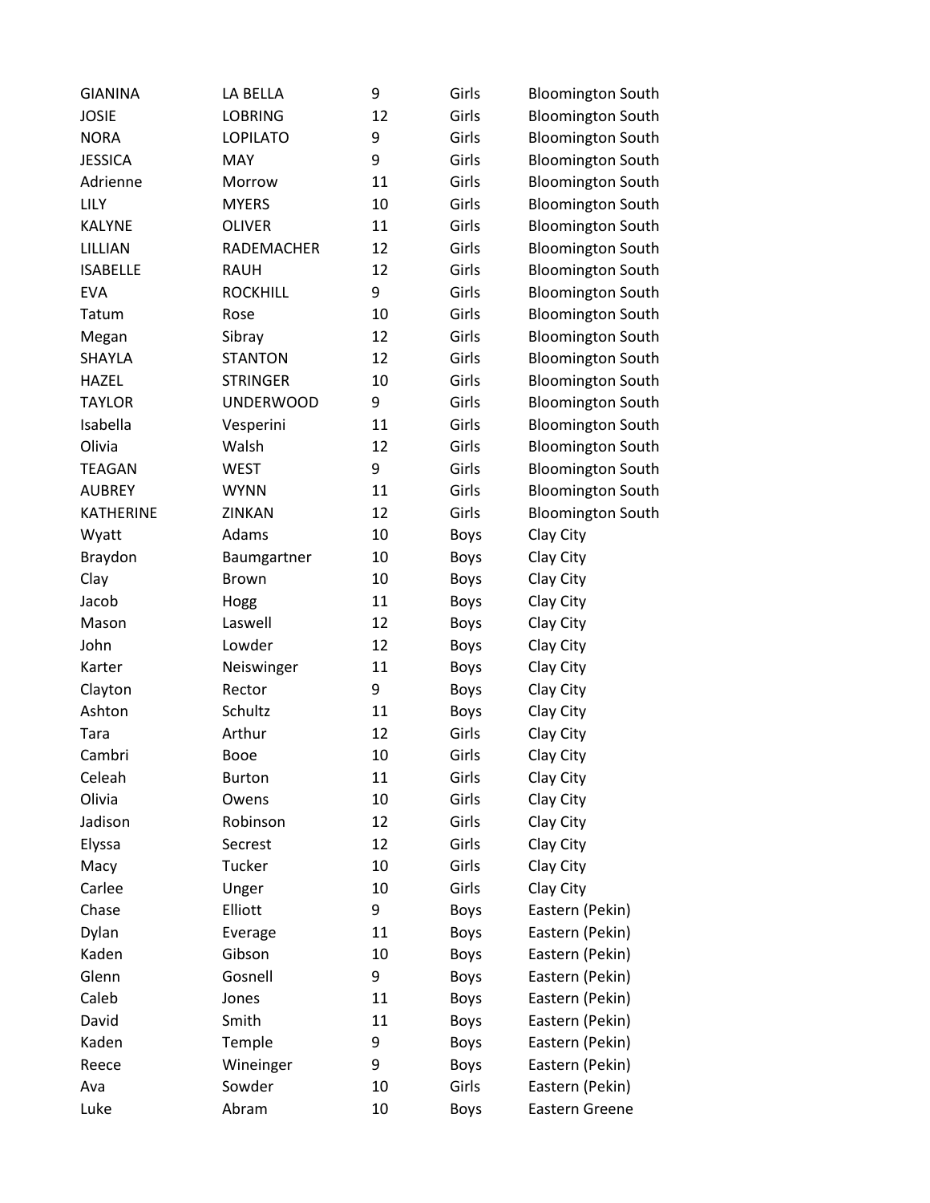| | | | | |
|---|---|---|---|---|
| GIANINA | LA BELLA | 9 | Girls | Bloomington South |
| JOSIE | LOBRING | 12 | Girls | Bloomington South |
| NORA | LOPILATO | 9 | Girls | Bloomington South |
| JESSICA | MAY | 9 | Girls | Bloomington South |
| Adrienne | Morrow | 11 | Girls | Bloomington South |
| LILY | MYERS | 10 | Girls | Bloomington South |
| KALYNE | OLIVER | 11 | Girls | Bloomington South |
| LILLIAN | RADEMACHER | 12 | Girls | Bloomington South |
| ISABELLE | RAUH | 12 | Girls | Bloomington South |
| EVA | ROCKHILL | 9 | Girls | Bloomington South |
| Tatum | Rose | 10 | Girls | Bloomington South |
| Megan | Sibray | 12 | Girls | Bloomington South |
| SHAYLA | STANTON | 12 | Girls | Bloomington South |
| HAZEL | STRINGER | 10 | Girls | Bloomington South |
| TAYLOR | UNDERWOOD | 9 | Girls | Bloomington South |
| Isabella | Vesperini | 11 | Girls | Bloomington South |
| Olivia | Walsh | 12 | Girls | Bloomington South |
| TEAGAN | WEST | 9 | Girls | Bloomington South |
| AUBREY | WYNN | 11 | Girls | Bloomington South |
| KATHERINE | ZINKAN | 12 | Girls | Bloomington South |
| Wyatt | Adams | 10 | Boys | Clay City |
| Braydon | Baumgartner | 10 | Boys | Clay City |
| Clay | Brown | 10 | Boys | Clay City |
| Jacob | Hogg | 11 | Boys | Clay City |
| Mason | Laswell | 12 | Boys | Clay City |
| John | Lowder | 12 | Boys | Clay City |
| Karter | Neiswinger | 11 | Boys | Clay City |
| Clayton | Rector | 9 | Boys | Clay City |
| Ashton | Schultz | 11 | Boys | Clay City |
| Tara | Arthur | 12 | Girls | Clay City |
| Cambri | Booe | 10 | Girls | Clay City |
| Celeah | Burton | 11 | Girls | Clay City |
| Olivia | Owens | 10 | Girls | Clay City |
| Jadison | Robinson | 12 | Girls | Clay City |
| Elyssa | Secrest | 12 | Girls | Clay City |
| Macy | Tucker | 10 | Girls | Clay City |
| Carlee | Unger | 10 | Girls | Clay City |
| Chase | Elliott | 9 | Boys | Eastern (Pekin) |
| Dylan | Everage | 11 | Boys | Eastern (Pekin) |
| Kaden | Gibson | 10 | Boys | Eastern (Pekin) |
| Glenn | Gosnell | 9 | Boys | Eastern (Pekin) |
| Caleb | Jones | 11 | Boys | Eastern (Pekin) |
| David | Smith | 11 | Boys | Eastern (Pekin) |
| Kaden | Temple | 9 | Boys | Eastern (Pekin) |
| Reece | Wineinger | 9 | Boys | Eastern (Pekin) |
| Ava | Sowder | 10 | Girls | Eastern (Pekin) |
| Luke | Abram | 10 | Boys | Eastern Greene |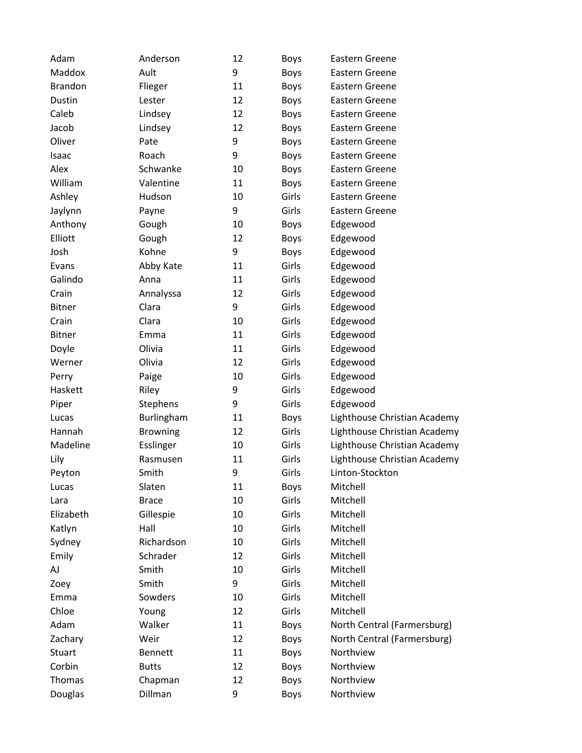| | | | | |
|---|---|---|---|---|
| Adam | Anderson | 12 | Boys | Eastern Greene |
| Maddox | Ault | 9 | Boys | Eastern Greene |
| Brandon | Flieger | 11 | Boys | Eastern Greene |
| Dustin | Lester | 12 | Boys | Eastern Greene |
| Caleb | Lindsey | 12 | Boys | Eastern Greene |
| Jacob | Lindsey | 12 | Boys | Eastern Greene |
| Oliver | Pate | 9 | Boys | Eastern Greene |
| Isaac | Roach | 9 | Boys | Eastern Greene |
| Alex | Schwanke | 10 | Boys | Eastern Greene |
| William | Valentine | 11 | Boys | Eastern Greene |
| Ashley | Hudson | 10 | Girls | Eastern Greene |
| Jaylynn | Payne | 9 | Girls | Eastern Greene |
| Anthony | Gough | 10 | Boys | Edgewood |
| Elliott | Gough | 12 | Boys | Edgewood |
| Josh | Kohne | 9 | Boys | Edgewood |
| Evans | Abby Kate | 11 | Girls | Edgewood |
| Galindo | Anna | 11 | Girls | Edgewood |
| Crain | Annalyssa | 12 | Girls | Edgewood |
| Bitner | Clara | 9 | Girls | Edgewood |
| Crain | Clara | 10 | Girls | Edgewood |
| Bitner | Emma | 11 | Girls | Edgewood |
| Doyle | Olivia | 11 | Girls | Edgewood |
| Werner | Olivia | 12 | Girls | Edgewood |
| Perry | Paige | 10 | Girls | Edgewood |
| Haskett | Riley | 9 | Girls | Edgewood |
| Piper | Stephens | 9 | Girls | Edgewood |
| Lucas | Burlingham | 11 | Boys | Lighthouse Christian Academy |
| Hannah | Browning | 12 | Girls | Lighthouse Christian Academy |
| Madeline | Esslinger | 10 | Girls | Lighthouse Christian Academy |
| Lily | Rasmusen | 11 | Girls | Lighthouse Christian Academy |
| Peyton | Smith | 9 | Girls | Linton-Stockton |
| Lucas | Slaten | 11 | Boys | Mitchell |
| Lara | Brace | 10 | Girls | Mitchell |
| Elizabeth | Gillespie | 10 | Girls | Mitchell |
| Katlyn | Hall | 10 | Girls | Mitchell |
| Sydney | Richardson | 10 | Girls | Mitchell |
| Emily | Schrader | 12 | Girls | Mitchell |
| AJ | Smith | 10 | Girls | Mitchell |
| Zoey | Smith | 9 | Girls | Mitchell |
| Emma | Sowders | 10 | Girls | Mitchell |
| Chloe | Young | 12 | Girls | Mitchell |
| Adam | Walker | 11 | Boys | North Central (Farmersburg) |
| Zachary | Weir | 12 | Boys | North Central (Farmersburg) |
| Stuart | Bennett | 11 | Boys | Northview |
| Corbin | Butts | 12 | Boys | Northview |
| Thomas | Chapman | 12 | Boys | Northview |
| Douglas | Dillman | 9 | Boys | Northview |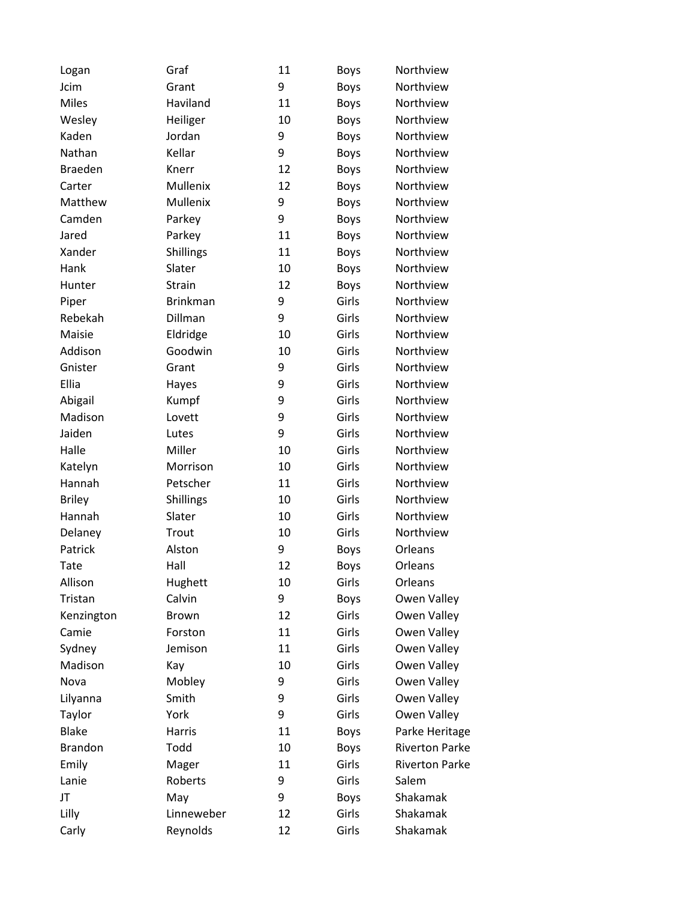| | | | | |
|---|---|---|---|---|
| Logan | Graf | 11 | Boys | Northview |
| Jcim | Grant | 9 | Boys | Northview |
| Miles | Haviland | 11 | Boys | Northview |
| Wesley | Heiliger | 10 | Boys | Northview |
| Kaden | Jordan | 9 | Boys | Northview |
| Nathan | Kellar | 9 | Boys | Northview |
| Braeden | Knerr | 12 | Boys | Northview |
| Carter | Mullenix | 12 | Boys | Northview |
| Matthew | Mullenix | 9 | Boys | Northview |
| Camden | Parkey | 9 | Boys | Northview |
| Jared | Parkey | 11 | Boys | Northview |
| Xander | Shillings | 11 | Boys | Northview |
| Hank | Slater | 10 | Boys | Northview |
| Hunter | Strain | 12 | Boys | Northview |
| Piper | Brinkman | 9 | Girls | Northview |
| Rebekah | Dillman | 9 | Girls | Northview |
| Maisie | Eldridge | 10 | Girls | Northview |
| Addison | Goodwin | 10 | Girls | Northview |
| Gnister | Grant | 9 | Girls | Northview |
| Ellia | Hayes | 9 | Girls | Northview |
| Abigail | Kumpf | 9 | Girls | Northview |
| Madison | Lovett | 9 | Girls | Northview |
| Jaiden | Lutes | 9 | Girls | Northview |
| Halle | Miller | 10 | Girls | Northview |
| Katelyn | Morrison | 10 | Girls | Northview |
| Hannah | Petscher | 11 | Girls | Northview |
| Briley | Shillings | 10 | Girls | Northview |
| Hannah | Slater | 10 | Girls | Northview |
| Delaney | Trout | 10 | Girls | Northview |
| Patrick | Alston | 9 | Boys | Orleans |
| Tate | Hall | 12 | Boys | Orleans |
| Allison | Hughett | 10 | Girls | Orleans |
| Tristan | Calvin | 9 | Boys | Owen Valley |
| Kenzington | Brown | 12 | Girls | Owen Valley |
| Camie | Forston | 11 | Girls | Owen Valley |
| Sydney | Jemison | 11 | Girls | Owen Valley |
| Madison | Kay | 10 | Girls | Owen Valley |
| Nova | Mobley | 9 | Girls | Owen Valley |
| Lilyanna | Smith | 9 | Girls | Owen Valley |
| Taylor | York | 9 | Girls | Owen Valley |
| Blake | Harris | 11 | Boys | Parke Heritage |
| Brandon | Todd | 10 | Boys | Riverton Parke |
| Emily | Mager | 11 | Girls | Riverton Parke |
| Lanie | Roberts | 9 | Girls | Salem |
| JT | May | 9 | Boys | Shakamak |
| Lilly | Linneweber | 12 | Girls | Shakamak |
| Carly | Reynolds | 12 | Girls | Shakamak |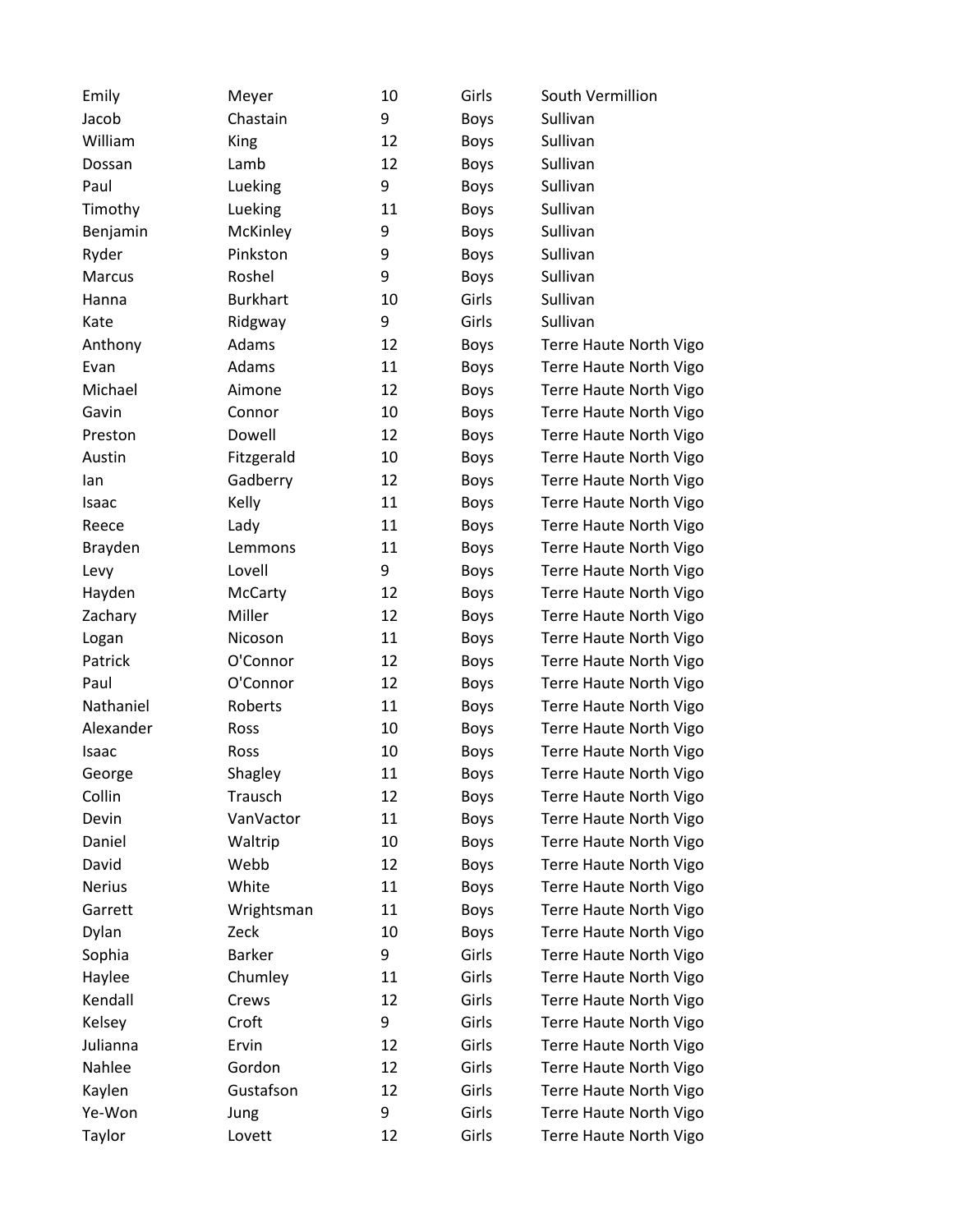| | | | | |
|---|---|---|---|---|
| Emily | Meyer | 10 | Girls | South Vermillion |
| Jacob | Chastain | 9 | Boys | Sullivan |
| William | King | 12 | Boys | Sullivan |
| Dossan | Lamb | 12 | Boys | Sullivan |
| Paul | Lueking | 9 | Boys | Sullivan |
| Timothy | Lueking | 11 | Boys | Sullivan |
| Benjamin | McKinley | 9 | Boys | Sullivan |
| Ryder | Pinkston | 9 | Boys | Sullivan |
| Marcus | Roshel | 9 | Boys | Sullivan |
| Hanna | Burkhart | 10 | Girls | Sullivan |
| Kate | Ridgway | 9 | Girls | Sullivan |
| Anthony | Adams | 12 | Boys | Terre Haute North Vigo |
| Evan | Adams | 11 | Boys | Terre Haute North Vigo |
| Michael | Aimone | 12 | Boys | Terre Haute North Vigo |
| Gavin | Connor | 10 | Boys | Terre Haute North Vigo |
| Preston | Dowell | 12 | Boys | Terre Haute North Vigo |
| Austin | Fitzgerald | 10 | Boys | Terre Haute North Vigo |
| Ian | Gadberry | 12 | Boys | Terre Haute North Vigo |
| Isaac | Kelly | 11 | Boys | Terre Haute North Vigo |
| Reece | Lady | 11 | Boys | Terre Haute North Vigo |
| Brayden | Lemmons | 11 | Boys | Terre Haute North Vigo |
| Levy | Lovell | 9 | Boys | Terre Haute North Vigo |
| Hayden | McCarty | 12 | Boys | Terre Haute North Vigo |
| Zachary | Miller | 12 | Boys | Terre Haute North Vigo |
| Logan | Nicoson | 11 | Boys | Terre Haute North Vigo |
| Patrick | O'Connor | 12 | Boys | Terre Haute North Vigo |
| Paul | O'Connor | 12 | Boys | Terre Haute North Vigo |
| Nathaniel | Roberts | 11 | Boys | Terre Haute North Vigo |
| Alexander | Ross | 10 | Boys | Terre Haute North Vigo |
| Isaac | Ross | 10 | Boys | Terre Haute North Vigo |
| George | Shagley | 11 | Boys | Terre Haute North Vigo |
| Collin | Trausch | 12 | Boys | Terre Haute North Vigo |
| Devin | VanVactor | 11 | Boys | Terre Haute North Vigo |
| Daniel | Waltrip | 10 | Boys | Terre Haute North Vigo |
| David | Webb | 12 | Boys | Terre Haute North Vigo |
| Nerius | White | 11 | Boys | Terre Haute North Vigo |
| Garrett | Wrightsman | 11 | Boys | Terre Haute North Vigo |
| Dylan | Zeck | 10 | Boys | Terre Haute North Vigo |
| Sophia | Barker | 9 | Girls | Terre Haute North Vigo |
| Haylee | Chumley | 11 | Girls | Terre Haute North Vigo |
| Kendall | Crews | 12 | Girls | Terre Haute North Vigo |
| Kelsey | Croft | 9 | Girls | Terre Haute North Vigo |
| Julianna | Ervin | 12 | Girls | Terre Haute North Vigo |
| Nahlee | Gordon | 12 | Girls | Terre Haute North Vigo |
| Kaylen | Gustafson | 12 | Girls | Terre Haute North Vigo |
| Ye-Won | Jung | 9 | Girls | Terre Haute North Vigo |
| Taylor | Lovett | 12 | Girls | Terre Haute North Vigo |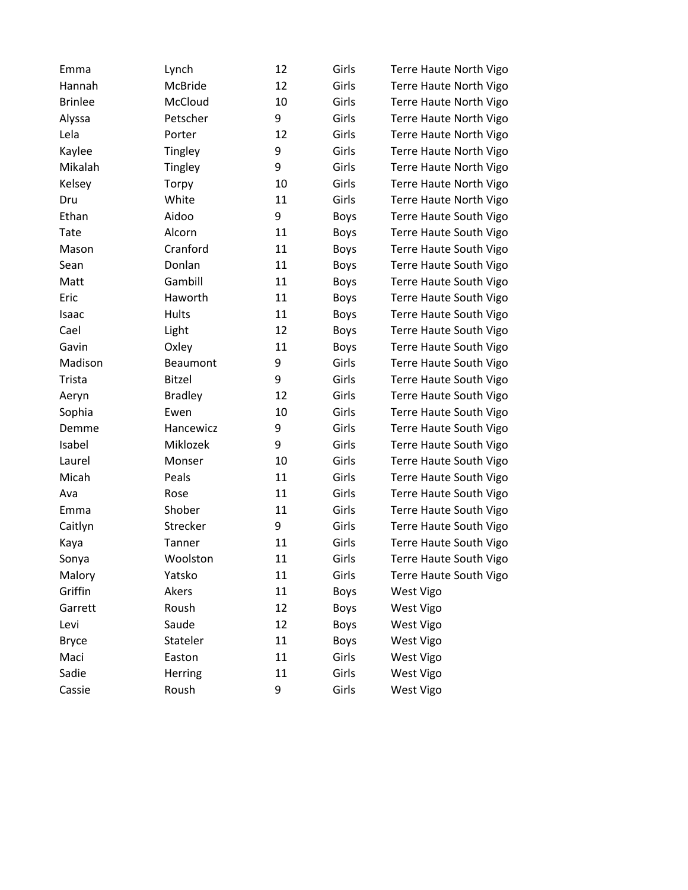| | | | | |
|---|---|---|---|---|
| Emma | Lynch | 12 | Girls | Terre Haute North Vigo |
| Hannah | McBride | 12 | Girls | Terre Haute North Vigo |
| Brinlee | McCloud | 10 | Girls | Terre Haute North Vigo |
| Alyssa | Petscher | 9 | Girls | Terre Haute North Vigo |
| Lela | Porter | 12 | Girls | Terre Haute North Vigo |
| Kaylee | Tingley | 9 | Girls | Terre Haute North Vigo |
| Mikalah | Tingley | 9 | Girls | Terre Haute North Vigo |
| Kelsey | Torpy | 10 | Girls | Terre Haute North Vigo |
| Dru | White | 11 | Girls | Terre Haute North Vigo |
| Ethan | Aidoo | 9 | Boys | Terre Haute South Vigo |
| Tate | Alcorn | 11 | Boys | Terre Haute South Vigo |
| Mason | Cranford | 11 | Boys | Terre Haute South Vigo |
| Sean | Donlan | 11 | Boys | Terre Haute South Vigo |
| Matt | Gambill | 11 | Boys | Terre Haute South Vigo |
| Eric | Haworth | 11 | Boys | Terre Haute South Vigo |
| Isaac | Hults | 11 | Boys | Terre Haute South Vigo |
| Cael | Light | 12 | Boys | Terre Haute South Vigo |
| Gavin | Oxley | 11 | Boys | Terre Haute South Vigo |
| Madison | Beaumont | 9 | Girls | Terre Haute South Vigo |
| Trista | Bitzel | 9 | Girls | Terre Haute South Vigo |
| Aeryn | Bradley | 12 | Girls | Terre Haute South Vigo |
| Sophia | Ewen | 10 | Girls | Terre Haute South Vigo |
| Demme | Hancewicz | 9 | Girls | Terre Haute South Vigo |
| Isabel | Miklozek | 9 | Girls | Terre Haute South Vigo |
| Laurel | Monser | 10 | Girls | Terre Haute South Vigo |
| Micah | Peals | 11 | Girls | Terre Haute South Vigo |
| Ava | Rose | 11 | Girls | Terre Haute South Vigo |
| Emma | Shober | 11 | Girls | Terre Haute South Vigo |
| Caitlyn | Strecker | 9 | Girls | Terre Haute South Vigo |
| Kaya | Tanner | 11 | Girls | Terre Haute South Vigo |
| Sonya | Woolston | 11 | Girls | Terre Haute South Vigo |
| Malory | Yatsko | 11 | Girls | Terre Haute South Vigo |
| Griffin | Akers | 11 | Boys | West Vigo |
| Garrett | Roush | 12 | Boys | West Vigo |
| Levi | Saude | 12 | Boys | West Vigo |
| Bryce | Stateler | 11 | Boys | West Vigo |
| Maci | Easton | 11 | Girls | West Vigo |
| Sadie | Herring | 11 | Girls | West Vigo |
| Cassie | Roush | 9 | Girls | West Vigo |